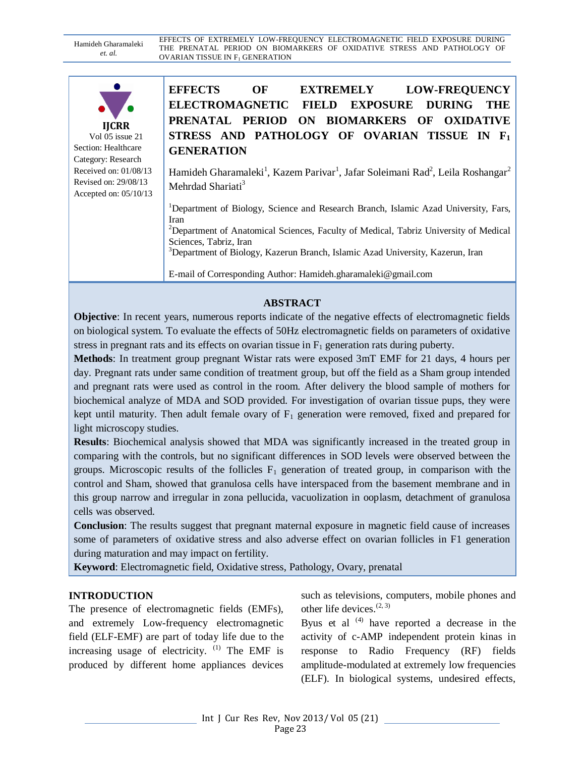IJCRR
Vol 05 issue 21
Section: Healthcare
Category: Research
Received on: 01/08/13
Revised on: 29/08/13
Accepted on: 05/10/13

# EFFECTS OF EXTREMELY LOW-FREQUENCY ELECTROMAGNETIC FIELD EXPOSURE DURING THE PRENATAL PERIOD ON BIOMARKERS OF OXIDATIVE STRESS AND PATHOLOGY OF OVARIAN TISSUE IN $F_1$ GENERATION

Hamideh Gharamaleki[1], Kazem Parivar[1], Jafar Soleimani Rad[2], Leila Roshangar[2] Mehrdad Shariati[3]

[1]Department of Biology, Science and Research Branch, Islamic Azad University, Fars, Iran
[2]Department of Anatomical Sciences, Faculty of Medical, Tabriz University of Medical Sciences, Tabriz, Iran
[3]Department of Biology, Kazerun Branch, Islamic Azad University, Kazerun, Iran

E-mail of Corresponding Author: Hamideh.gharamaleki@gmail.com

## ABSTRACT

**Objective**: In recent years, numerous reports indicate of the negative effects of electromagnetic fields on biological system. To evaluate the effects of 50Hz electromagnetic fields on parameters of oxidative stress in pregnant rats and its effects on ovarian tissue in $F_1$ generation rats during puberty.

**Methods**: In treatment group pregnant Wistar rats were exposed 3mT EMF for 21 days, 4 hours per day. Pregnant rats under same condition of treatment group, but off the field as a Sham group intended and pregnant rats were used as control in the room. After delivery the blood sample of mothers for biochemical analyze of MDA and SOD provided. For investigation of ovarian tissue pups, they were kept until maturity. Then adult female ovary of $F_1$ generation were removed, fixed and prepared for light microscopy studies.

**Results**: Biochemical analysis showed that MDA was significantly increased in the treated group in comparing with the controls, but no significant differences in SOD levels were observed between the groups. Microscopic results of the follicles $F_1$ generation of treated group, in comparison with the control and Sham, showed that granulosa cells have interspaced from the basement membrane and in this group narrow and irregular in zona pellucida, vacuolization in ooplasm, detachment of granulosa cells was observed.

**Conclusion**: The results suggest that pregnant maternal exposure in magnetic field cause of increases some of parameters of oxidative stress and also adverse effect on ovarian follicles in F1 generation during maturation and may impact on fertility.

**Keyword**: Electromagnetic field, Oxidative stress, Pathology, Ovary, prenatal

## INTRODUCTION

The presence of electromagnetic fields (EMFs), and extremely Low-frequency electromagnetic field (ELF-EMF) are part of today life due to the increasing usage of electricity. [1] The EMF is produced by different home appliances devices such as televisions, computers, mobile phones and other life devices.[2, 3]

Byus et al [4] have reported a decrease in the activity of c-AMP independent protein kinas in response to Radio Frequency (RF) fields amplitude-modulated at extremely low frequencies (ELF). In biological systems, undesired effects,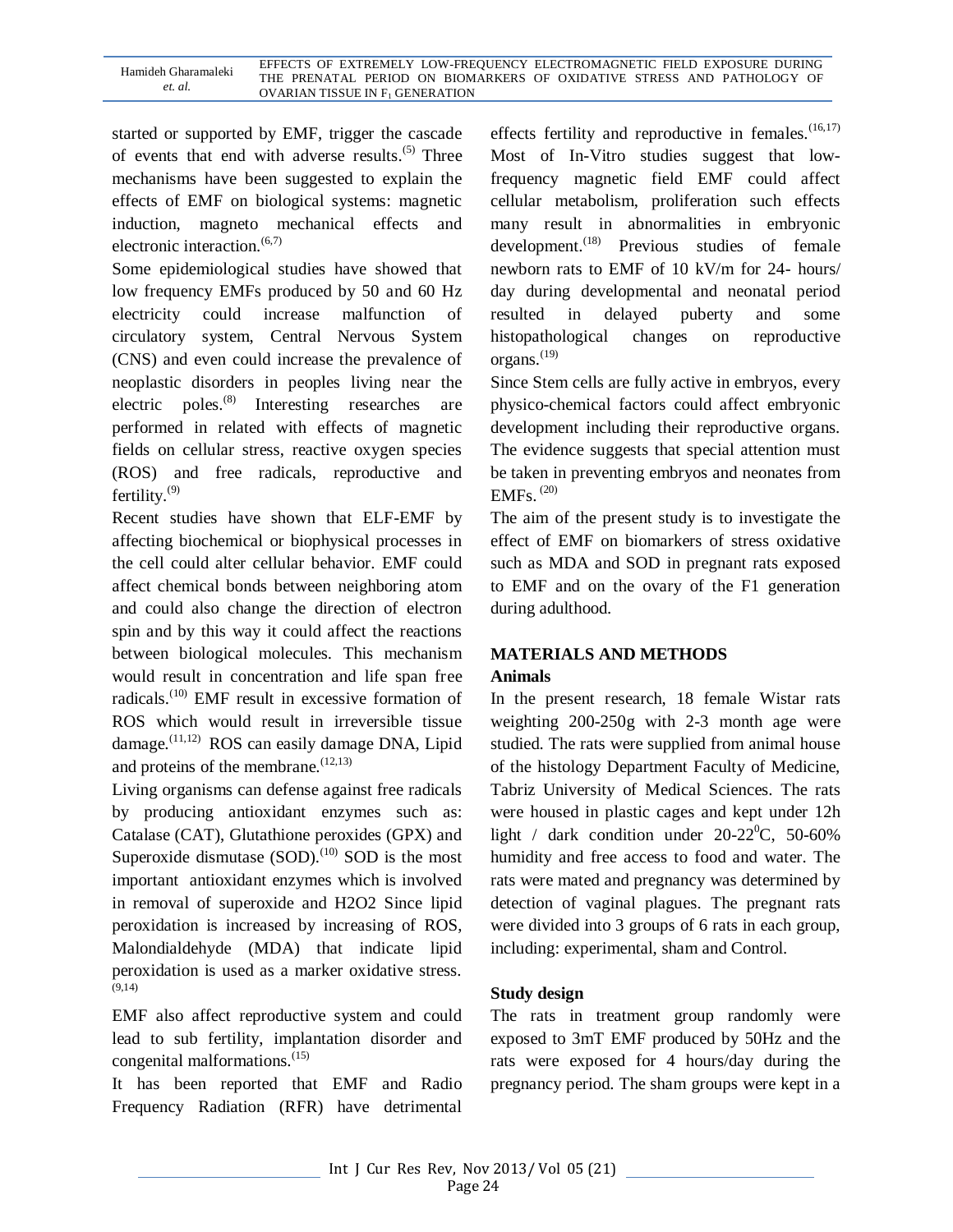started or supported by EMF, trigger the cascade of events that end with adverse results.[5] Three mechanisms have been suggested to explain the effects of EMF on biological systems: magnetic induction, magneto mechanical effects and electronic interaction.[6,7]

Some epidemiological studies have showed that low frequency EMFs produced by 50 and 60 Hz electricity could increase malfunction of circulatory system, Central Nervous System (CNS) and even could increase the prevalence of neoplastic disorders in peoples living near the electric poles.[8] Interesting researches are performed in related with effects of magnetic fields on cellular stress, reactive oxygen species (ROS) and free radicals, reproductive and fertility.[9]

Recent studies have shown that ELF-EMF by affecting biochemical or biophysical processes in the cell could alter cellular behavior. EMF could affect chemical bonds between neighboring atom and could also change the direction of electron spin and by this way it could affect the reactions between biological molecules. This mechanism would result in concentration and life span free radicals.[10] EMF result in excessive formation of ROS which would result in irreversible tissue damage.[11,12] ROS can easily damage DNA, Lipid and proteins of the membrane.[12,13]

Living organisms can defense against free radicals by producing antioxidant enzymes such as: Catalase (CAT), Glutathione peroxides (GPX) and Superoxide dismutase (SOD).[10] SOD is the most important antioxidant enzymes which is involved in removal of superoxide and H2O2 Since lipid peroxidation is increased by increasing of ROS, Malondialdehyde (MDA) that indicate lipid peroxidation is used as a marker oxidative stress.[9,14]

EMF also affect reproductive system and could lead to sub fertility, implantation disorder and congenital malformations.[15]

It has been reported that EMF and Radio Frequency Radiation (RFR) have detrimental effects fertility and reproductive in females.[16,17] Most of In-Vitro studies suggest that low-frequency magnetic field EMF could affect cellular metabolism, proliferation such effects many result in abnormalities in embryonic development.[18] Previous studies of female newborn rats to EMF of 10 kV/m for 24- hours/ day during developmental and neonatal period resulted in delayed puberty and some histopathological changes on reproductive organs.[19]

Since Stem cells are fully active in embryos, every physico-chemical factors could affect embryonic development including their reproductive organs. The evidence suggests that special attention must be taken in preventing embryos and neonates from EMFs. [20]

The aim of the present study is to investigate the effect of EMF on biomarkers of stress oxidative such as MDA and SOD in pregnant rats exposed to EMF and on the ovary of the F1 generation during adulthood.

## MATERIALS AND METHODS

### Animals

In the present research, 18 female Wistar rats weighting 200-250g with 2-3 month age were studied. The rats were supplied from animal house of the histology Department Faculty of Medicine, Tabriz University of Medical Sciences. The rats were housed in plastic cages and kept under 12h light / dark condition under 20-22$^0$C, 50-60% humidity and free access to food and water. The rats were mated and pregnancy was determined by detection of vaginal plagues. The pregnant rats were divided into 3 groups of 6 rats in each group, including: experimental, sham and Control.

### Study design

The rats in treatment group randomly were exposed to 3mT EMF produced by 50Hz and the rats were exposed for 4 hours/day during the pregnancy period. The sham groups were kept in a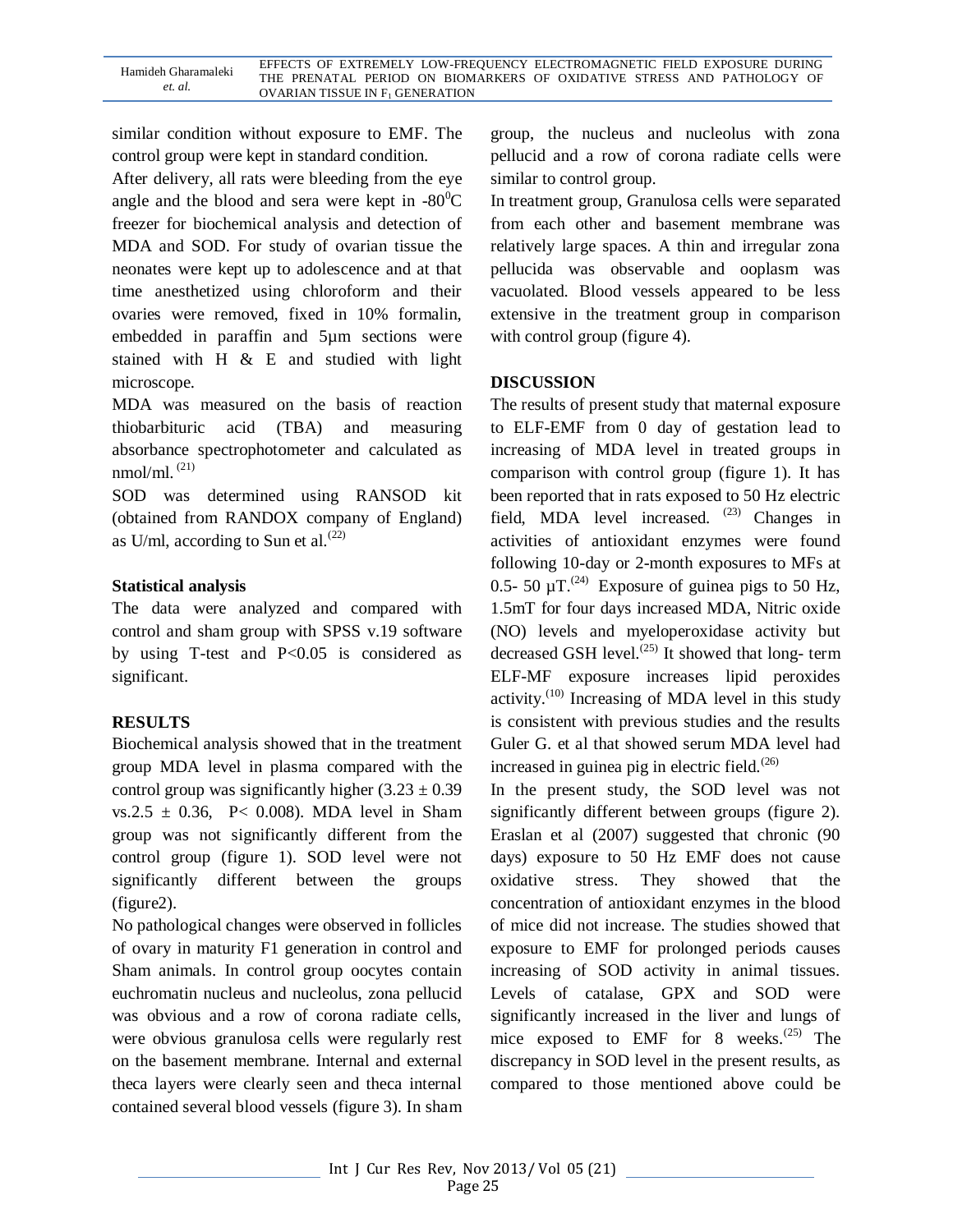similar condition without exposure to EMF. The control group were kept in standard condition.

After delivery, all rats were bleeding from the eye angle and the blood and sera were kept in -80$^0$C freezer for biochemical analysis and detection of MDA and SOD. For study of ovarian tissue the neonates were kept up to adolescence and at that time anesthetized using chloroform and their ovaries were removed, fixed in 10% formalin, embedded in paraffin and 5µm sections were stained with H & E and studied with light microscope.

MDA was measured on the basis of reaction thiobarbituric acid (TBA) and measuring absorbance spectrophotometer and calculated as nmol/ml. [21]

SOD was determined using RANSOD kit (obtained from RANDOX company of England) as U/ml, according to Sun et al.[22]

**Statistical analysis**

The data were analyzed and compared with control and sham group with SPSS v.19 software by using T-test and P<0.05 is considered as significant.

**RESULTS**

Biochemical analysis showed that in the treatment group MDA level in plasma compared with the control group was significantly higher ($3.23 \pm 0.39$ vs.$2.5 \pm 0.36$, $P< 0.008$). MDA level in Sham group was not significantly different from the control group (figure 1). SOD level were not significantly different between the groups (figure2).

No pathological changes were observed in follicles of ovary in maturity F1 generation in control and Sham animals. In control group oocytes contain euchromatin nucleus and nucleolus, zona pellucid was obvious and a row of corona radiate cells, were obvious granulosa cells were regularly rest on the basement membrane. Internal and external theca layers were clearly seen and theca internal contained several blood vessels (figure 3). In sham group, the nucleus and nucleolus with zona pellucid and a row of corona radiate cells were similar to control group.

In treatment group, Granulosa cells were separated from each other and basement membrane was relatively large spaces. A thin and irregular zona pellucida was observable and ooplasm was vacuolated. Blood vessels appeared to be less extensive in the treatment group in comparison with control group (figure 4).

**DISCUSSION**

The results of present study that maternal exposure to ELF-EMF from 0 day of gestation lead to increasing of MDA level in treated groups in comparison with control group (figure 1). It has been reported that in rats exposed to 50 Hz electric field, MDA level increased. [23] Changes in activities of antioxidant enzymes were found following 10-day or 2-month exposures to MFs at 0.5- 50 µT.[24] Exposure of guinea pigs to 50 Hz, 1.5mT for four days increased MDA, Nitric oxide (NO) levels and myeloperoxidase activity but decreased GSH level.[25] It showed that long- term ELF-MF exposure increases lipid peroxides activity.[10] Increasing of MDA level in this study is consistent with previous studies and the results Guler G. et al that showed serum MDA level had increased in guinea pig in electric field.[26]

In the present study, the SOD level was not significantly different between groups (figure 2). Eraslan et al (2007) suggested that chronic (90 days) exposure to 50 Hz EMF does not cause oxidative stress. They showed that the concentration of antioxidant enzymes in the blood of mice did not increase. The studies showed that exposure to EMF for prolonged periods causes increasing of SOD activity in animal tissues. Levels of catalase, GPX and SOD were significantly increased in the liver and lungs of mice exposed to EMF for 8 weeks.[25] The discrepancy in SOD level in the present results, as compared to those mentioned above could be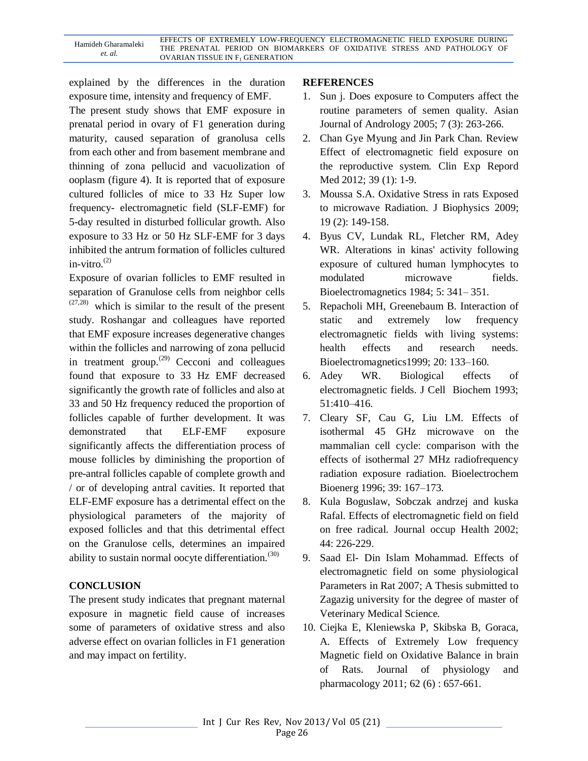explained by the differences in the duration exposure time, intensity and frequency of EMF.

The present study shows that EMF exposure in prenatal period in ovary of F1 generation during maturity, caused separation of granolusa cells from each other and from basement membrane and thinning of zona pellucid and vacuolization of ooplasm (figure 4). It is reported that of exposure cultured follicles of mice to 33 Hz Super low frequency- electromagnetic field (SLF-EMF) for 5-day resulted in disturbed follicular growth. Also exposure to 33 Hz or 50 Hz SLF-EMF for 3 days inhibited the antrum formation of follicles cultured in-vitro.[2]

Exposure of ovarian follicles to EMF resulted in separation of Granulose cells from neighbor cells [27,28] which is similar to the result of the present study. Roshangar and colleagues have reported that EMF exposure increases degenerative changes within the follicles and narrowing of zona pellucid in treatment group.[29] Cecconi and colleagues found that exposure to 33 Hz EMF decreased significantly the growth rate of follicles and also at 33 and 50 Hz frequency reduced the proportion of follicles capable of further development. It was demonstrated that ELF-EMF exposure significantly affects the differentiation process of mouse follicles by diminishing the proportion of pre-antral follicles capable of complete growth and / or of developing antral cavities. It reported that ELF-EMF exposure has a detrimental effect on the physiological parameters of the majority of exposed follicles and that this detrimental effect on the Granulose cells, determines an impaired ability to sustain normal oocyte differentiation.[30]

## CONCLUSION

The present study indicates that pregnant maternal exposure in magnetic field cause of increases some of parameters of oxidative stress and also adverse effect on ovarian follicles in F1 generation and may impact on fertility.

## REFERENCES

1. Sun j. Does exposure to Computers affect the routine parameters of semen quality. Asian Journal of Andrology 2005; 7 (3): 263-266.
2. Chan Gye Myung and Jin Park Chan. Review Effect of electromagnetic field exposure on the reproductive system. Clin Exp Repord Med 2012; 39 (1): 1-9.
3. Moussa S.A. Oxidative Stress in rats Exposed to microwave Radiation. J Biophysics 2009; 19 (2): 149-158.
4. Byus CV, Lundak RL, Fletcher RM, Adey WR. Alterations in kinas' activity following exposure of cultured human lymphocytes to modulated microwave fields. Bioelectromagnetics 1984; 5: 341– 351.
5. Repacholi MH, Greenebaum B. Interaction of static and extremely low frequency electromagnetic fields with living systems: health effects and research needs. Bioelectromagnetics1999; 20: 133–160.
6. Adey WR. Biological effects of electromagnetic fields. J Cell Biochem 1993; 51:410–416.
7. Cleary SF, Cau G, Liu LM. Effects of isothermal 45 GHz microwave on the mammalian cell cycle: comparison with the effects of isothermal 27 MHz radiofrequency radiation exposure radiation. Bioelectrochem Bioenerg 1996; 39: 167–173.
8. Kula Boguslaw, Sobczak andrzej and kuska Rafal. Effects of electromagnetic field on field on free radical. Journal occup Health 2002; 44: 226-229.
9. Saad El- Din Islam Mohammad. Effects of electromagnetic field on some physiological Parameters in Rat 2007; A Thesis submitted to Zagazig university for the degree of master of Veterinary Medical Science.
10. Ciejka E, Kleniewska P, Skibska B, Goraca, A. Effects of Extremely Low frequency Magnetic field on Oxidative Balance in brain of Rats. Journal of physiology and pharmacology 2011; 62 (6) : 657-661.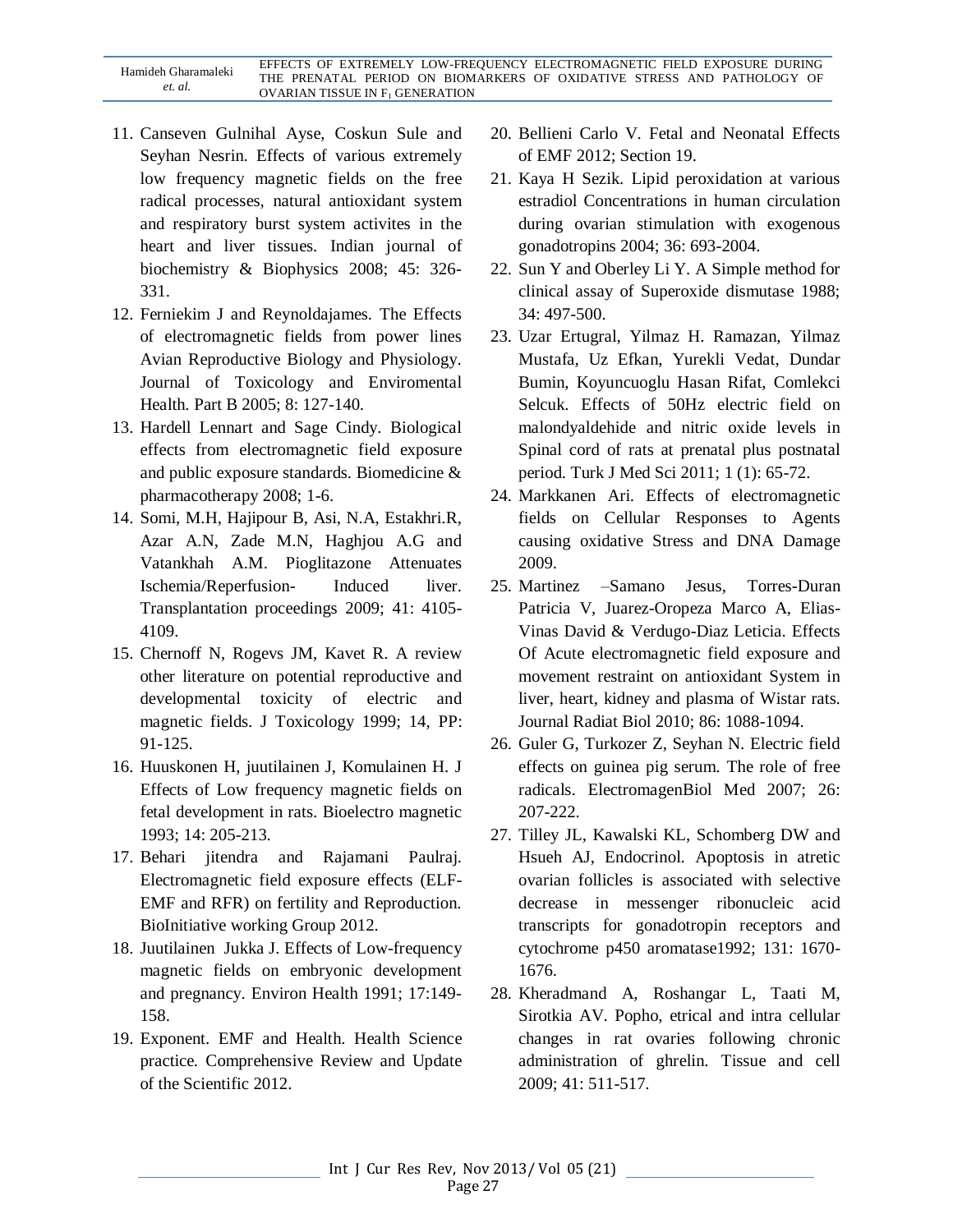11. Canseven Gulnihal Ayse, Coskun Sule and Seyhan Nesrin. Effects of various extremely low frequency magnetic fields on the free radical processes, natural antioxidant system and respiratory burst system activites in the heart and liver tissues. Indian journal of biochemistry & Biophysics 2008; 45: 326-331.
12. Ferniekim J and Reynoldajames. The Effects of electromagnetic fields from power lines Avian Reproductive Biology and Physiology. Journal of Toxicology and Enviromental Health. Part B 2005; 8: 127-140.
13. Hardell Lennart and Sage Cindy. Biological effects from electromagnetic field exposure and public exposure standards. Biomedicine & pharmacotherapy 2008; 1-6.
14. Somi, M.H, Hajipour B, Asi, N.A, Estakhri.R, Azar A.N, Zade M.N, Haghjou A.G and Vatankhah A.M. Pioglitazone Attenuates Ischemia/Reperfusion- Induced liver. Transplantation proceedings 2009; 41: 4105-4109.
15. Chernoff N, Rogevs JM, Kavet R. A review other literature on potential reproductive and developmental toxicity of electric and magnetic fields. J Toxicology 1999; 14, PP: 91-125.
16. Huuskonen H, juutilainen J, Komulainen H. J Effects of Low frequency magnetic fields on fetal development in rats. Bioelectro magnetic 1993; 14: 205-213.
17. Behari jitendra and Rajamani Paulraj. Electromagnetic field exposure effects (ELF-EMF and RFR) on fertility and Reproduction. BioInitiative working Group 2012.
18. Juutilainen Jukka J. Effects of Low-frequency magnetic fields on embryonic development and pregnancy. Environ Health 1991; 17:149-158.
19. Exponent. EMF and Health. Health Science practice. Comprehensive Review and Update of the Scientific 2012.
20. Bellieni Carlo V. Fetal and Neonatal Effects of EMF 2012; Section 19.
21. Kaya H Sezik. Lipid peroxidation at various estradiol Concentrations in human circulation during ovarian stimulation with exogenous gonadotropins 2004; 36: 693-2004.
22. Sun Y and Oberley Li Y. A Simple method for clinical assay of Superoxide dismutase 1988; 34: 497-500.
23. Uzar Ertugral, Yilmaz H. Ramazan, Yilmaz Mustafa, Uz Efkan, Yurekli Vedat, Dundar Bumin, Koyuncuoglu Hasan Rifat, Comlekci Selcuk. Effects of 50Hz electric field on malondyaldehide and nitric oxide levels in Spinal cord of rats at prenatal plus postnatal period. Turk J Med Sci 2011; 1 (1): 65-72.
24. Markkanen Ari. Effects of electromagnetic fields on Cellular Responses to Agents causing oxidative Stress and DNA Damage 2009.
25. Martinez –Samano Jesus, Torres-Duran Patricia V, Juarez-Oropeza Marco A, Elias-Vinas David & Verdugo-Diaz Leticia. Effects Of Acute electromagnetic field exposure and movement restraint on antioxidant System in liver, heart, kidney and plasma of Wistar rats. Journal Radiat Biol 2010; 86: 1088-1094.
26. Guler G, Turkozer Z, Seyhan N. Electric field effects on guinea pig serum. The role of free radicals. ElectromagenBiol Med 2007; 26: 207-222.
27. Tilley JL, Kawalski KL, Schomberg DW and Hsueh AJ, Endocrinol. Apoptosis in atretic ovarian follicles is associated with selective decrease in messenger ribonucleic acid transcripts for gonadotropin receptors and cytochrome p450 aromatase1992; 131: 1670-1676.
28. Kheradmand A, Roshangar L, Taati M, Sirotkia AV. Popho, etrical and intra cellular changes in rat ovaries following chronic administration of ghrelin. Tissue and cell 2009; 41: 511-517.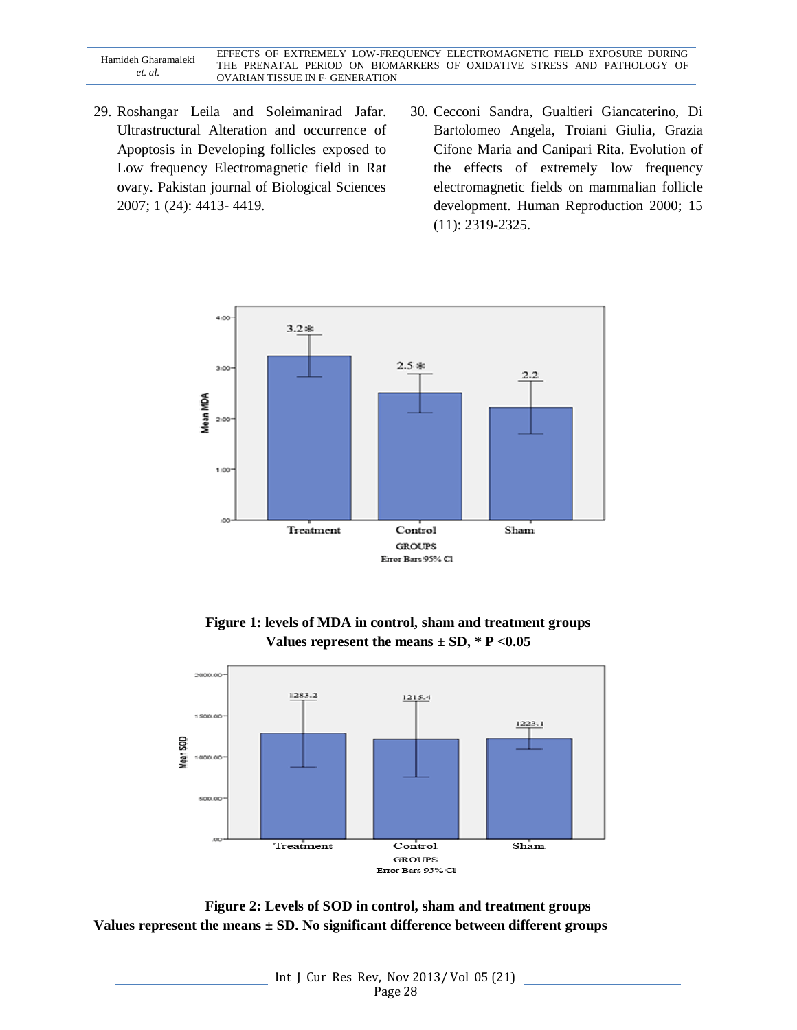29. Roshangar Leila and Soleimanirad Jafar. Ultrastructural Alteration and occurrence of Apoptosis in Developing follicles exposed to Low frequency Electromagnetic field in Rat ovary. Pakistan journal of Biological Sciences 2007; 1 (24): 4413- 4419.

30. Cecconi Sandra, Gualtieri Giancaterino, Di Bartolomeo Angela, Troiani Giulia, Grazia Cifone Maria and Canipari Rita. Evolution of the effects of extremely low frequency electromagnetic fields on mammalian follicle development. Human Reproduction 2000; 15 (11): 2319-2325.

**Figure 1: levels of MDA in control, sham and treatment groups**
**Values represent the means ± SD, * P <0.05**

**Figure 2: Levels of SOD in control, sham and treatment groups**
**Values represent the means ± SD. No significant difference between different groups**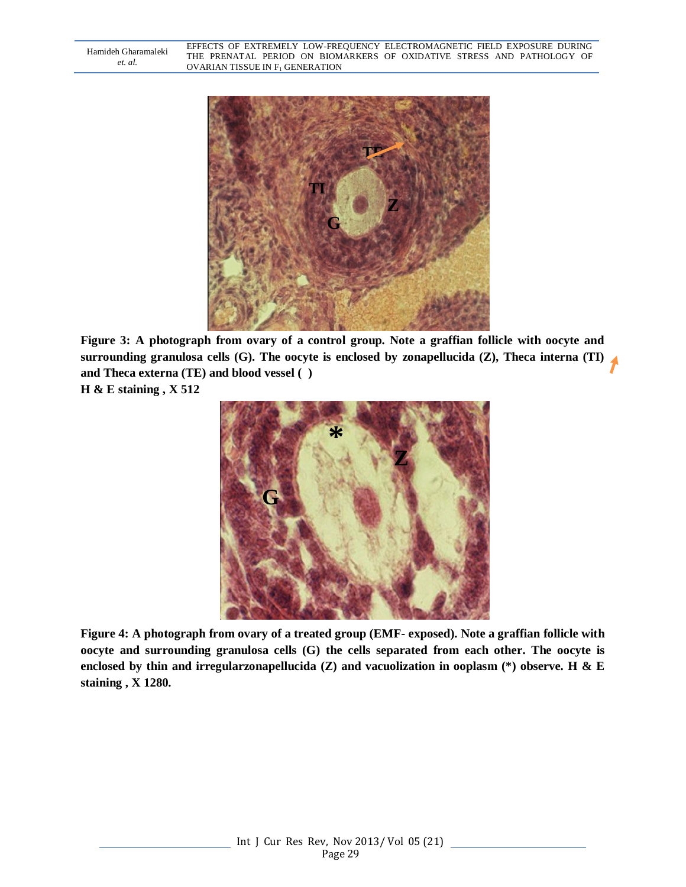**Figure 3: A photograph from ovary of a control group. Note a graffian follicle with oocyte and surrounding granulosa cells (G). The oocyte is enclosed by zonapellucida (Z), Theca interna (TI) and Theca externa (TE) and blood vessel ( )**

**H & E staining , X 512**

**Figure 4: A photograph from ovary of a treated group (EMF- exposed). Note a graffian follicle with oocyte and surrounding granulosa cells (G) the cells separated from each other. The oocyte is enclosed by thin and irregularzonapellucida (Z) and vacuolization in ooplasm (*) observe. H & E staining , X 1280.**